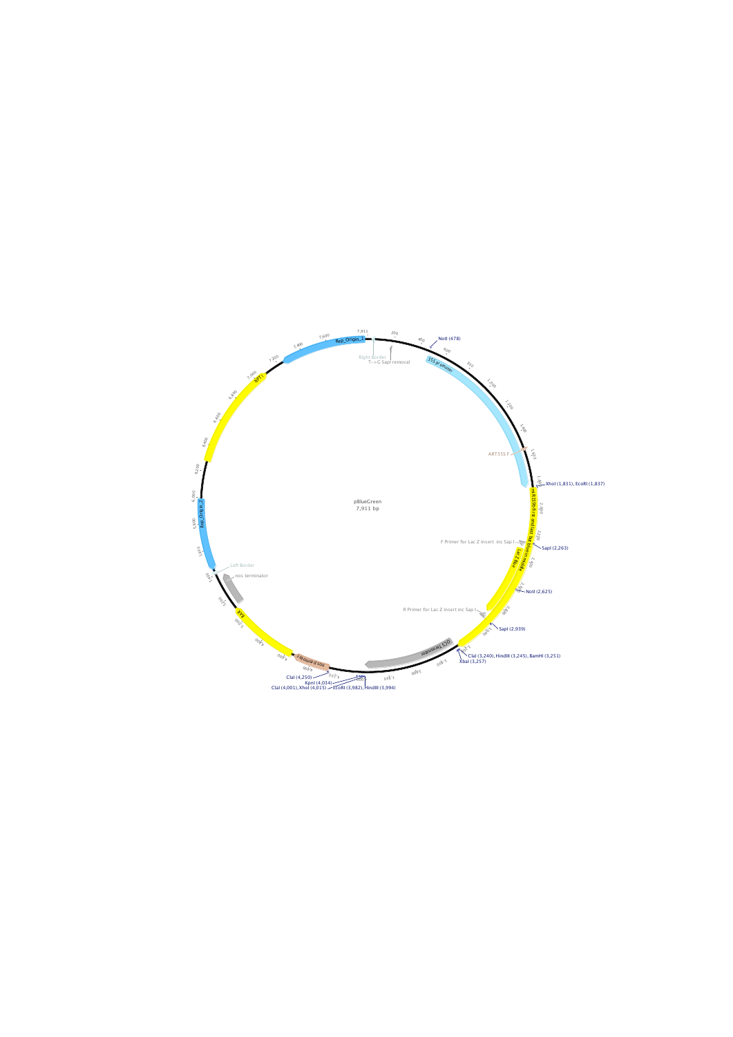pBlueGreen

7,911 bp

Rep_Origin_1

Right Border

T->G SapI removal

NotI (478)

35S promoter

ART35S F

XhoI (1,831), EcoRI (1,837)

mLR35S+RFR and LacZ lacZ Blue in middle

SapI (2,263)

F Primer for Lac Z insert inc Sap I

Lac Z Blue

NotI (2,625)

R Primer for Lac Z insert inc Sap I

SapI (2,939)

ClaI (3,240), HindIII (3,245), BamHI (3,251)

XbaI (3,257)

OCS Terminator

ClaI (4,250)

KpnI (4,034)

ClaI (4,001), XhoI (4,015)

EcoRI (3,982), HindIII (3,994)

nos promoter

BAR

nos terminator

Left Border

Rep_Origin_2

NPTI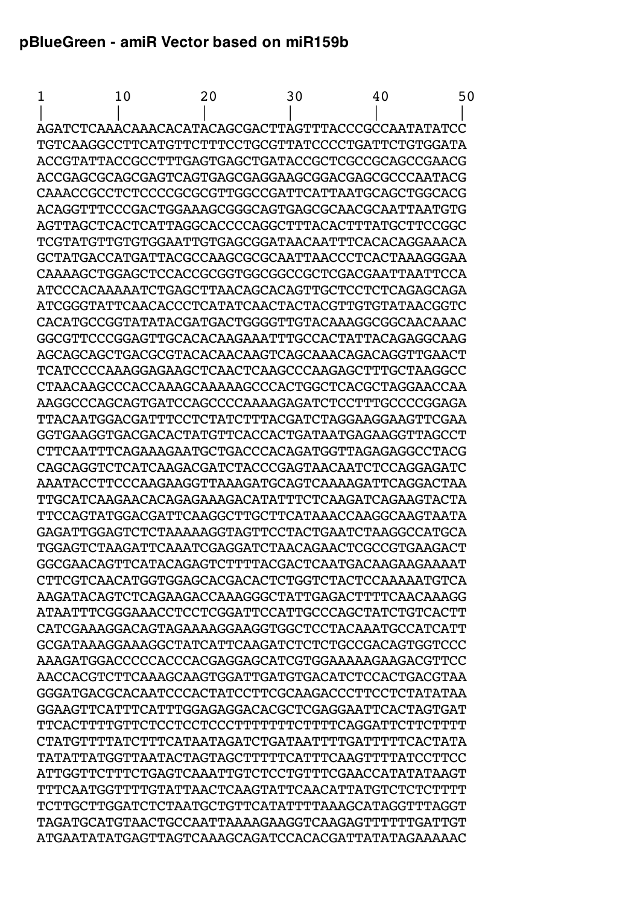## pBlueGreen - amiR Vector based on miR159b

```
1           10            20            30            40            50
|           |             |             |             |             |
AGATCTCAAACAAACACATACAGCGACTTAGTTTACCCGCCAATATATCC
TGTCAAGGCCTTCATGTTCTTTCCTGCGTTATCCCCTGATTCTGTGGATA
ACCGTATTACCGCCTTTGAGTGAGCTGATACCGCTCGCCGCAGCCGAACG
ACCGAGCGCAGCGAGTCAGTGAGCGAGGAAGCGGACGAGCGCCCAATACG
CAAACCGCCTCTCCCCGCGCGTTGGCCGATTCATTAATGCAGCTGGCACG
ACAGGTTTCCCGACTGGAAAGCGGGCAGTGAGCGCAACGCAATTAATGTG
AGTTAGCTCACTCATTAGGCACCCCAGGCTTTACACTTTATGCTTCCGGC
TCGTATGTTGTGTGGAATTGTGAGCGGATAACAATTTCACACAGGAAACA
GCTATGACCATGATTACGCCAAGCGCGCAATTAACCCTCACTAAAGGGAA
CAAAAGCTGGAGCTCCACCGCGGTGGCGGCCGCTCGACGAATTAATTCCA
ATCCCACAAAAATCTGAGCTTAACAGCACAGTTGCTCCTCTCAGAGCAGA
ATCGGGTATTCAACACCCTCATATCAACTACTACGTTGTGTATAACGGTC
CACATGCCGGTATATACGATGACTGGGGTTGTACAAAGGCGGCAACAAAC
GGCGTTCCCGGAGTTGCACACAAGAAATTTGCCACTATTACAGAGGCAAG
AGCAGCAGCTGACGCGTACACAACAAGTCAGCAAACAGACAGGTTGAACT
TCATCCCCAAAGGAGAAGCTCAACTCAAGCCCAAGAGCTTTGCTAAGGCC
CTAACAAGCCCACCAAAGCAAAAAGCCCACTGGCTCACGCTAGGAACCAA
AAGGCCCAGCAGTGATCCAGCCCCAAAAGAGATCTCCTTTGCCCCGGAGA
TTACAATGGACGATTTCCTCTATCTTTACGATCTAGGAAGGAAGTTCGAA
GGTGAAGGTGACGACACTATGTTCACCACTGATAATGAGAAGGTTAGCCT
CTTCAATTTCAGAAAGAATGCTGACCCACAGATGGTTAGAGAGGCCTACG
CAGCAGGTCTCATCAAGACGATCTACCCGAGTAACAATCTCCAGGAGATC
AAATACCTTCCCAAGAAGGTTAAAGATGCAGTCAAAAGATTCAGGACTAA
TTGCATCAAGAACACAGAGAAAGACATATTTCTCAAGATCAGAAGTACTA
TTCCAGTATGGACGATTCAAGGCTTGCTTCATAAACCAAGGCAAGTAATA
GAGATTGGAGTCTCTAAAAAGGTAGTTCCTACTGAATCTAAGGCCATGCA
TGGAGTCTAAGATTCAAATCGAGGATCTAACAGAACTCGCCGTGAAGACT
GGCGAACAGTTCATACAGAGTCTTTTACGACTCAATGACAAGAAGAAAAT
CTTCGTCAACATGGTGGAGCACGACACTCTGGTCTACTCCAAAAATGTCA
AAGATACAGTCTCAGAAGACCAAAGGGCTATTGAGACTTTTCAACAAAGG
ATAATTTCGGGAAACCTCCTCGGATTCCATTGCCCAGCTATCTGTCACTT
CATCGAAAGGACAGTAGAAAAGGAAGGTGGCTCCTACAAATGCCATCATT
GCGATAAAGGAAAGGCTATCATTCAAGATCTCTCTGCCGACAGTGGTCCC
AAAGATGGACCCCCACCCACGAGGAGCATCGTGGAAAAAGAAGACGTTCC
AACCACGTCTTCAAAGCAAGTGGATTGATGTGACATCTCCACTGACGTAA
GGGATGACGCACAATCCCACTATCCTTCGCAAGACCCTTCCTCTATATAA
GGAAGTTCATTTCATTTGGAGAGGACACGCTCGAGGAATTCACTAGTGAT
TTCACTTTTGTTCTCCTCCTCCCTTTTTTTCTTTTCAGGATTCTTCTTTT
CTATGTTTTATCTTTCATAATAGATCTGATAATTTTGATTTTTCACTATA
TATATTATGGTTAATACTAGTAGCTTTTTCATTTCAAGTTTTATCCTTCC
ATTGGTTCTTTCTGAGTCAAATTGTCTCCTGTTTCGAACCATATATAAGT
TTTCAATGGTTTTGTATTAACTCAAGTATTCAACATTATGTCTCTCTTTT
TCTTGCTTGGATCTCTAATGCTGTTCATATTTTAAAGCATAGGTTTAGGT
TAGATGCATGTAACTGCCAATTAAAAGAAGGTCAAGAGTTTTTTGATTGT
ATGAATATATGAGTTAGTCAAAGCAGATCCACACGATTATATAGAAAAAC
```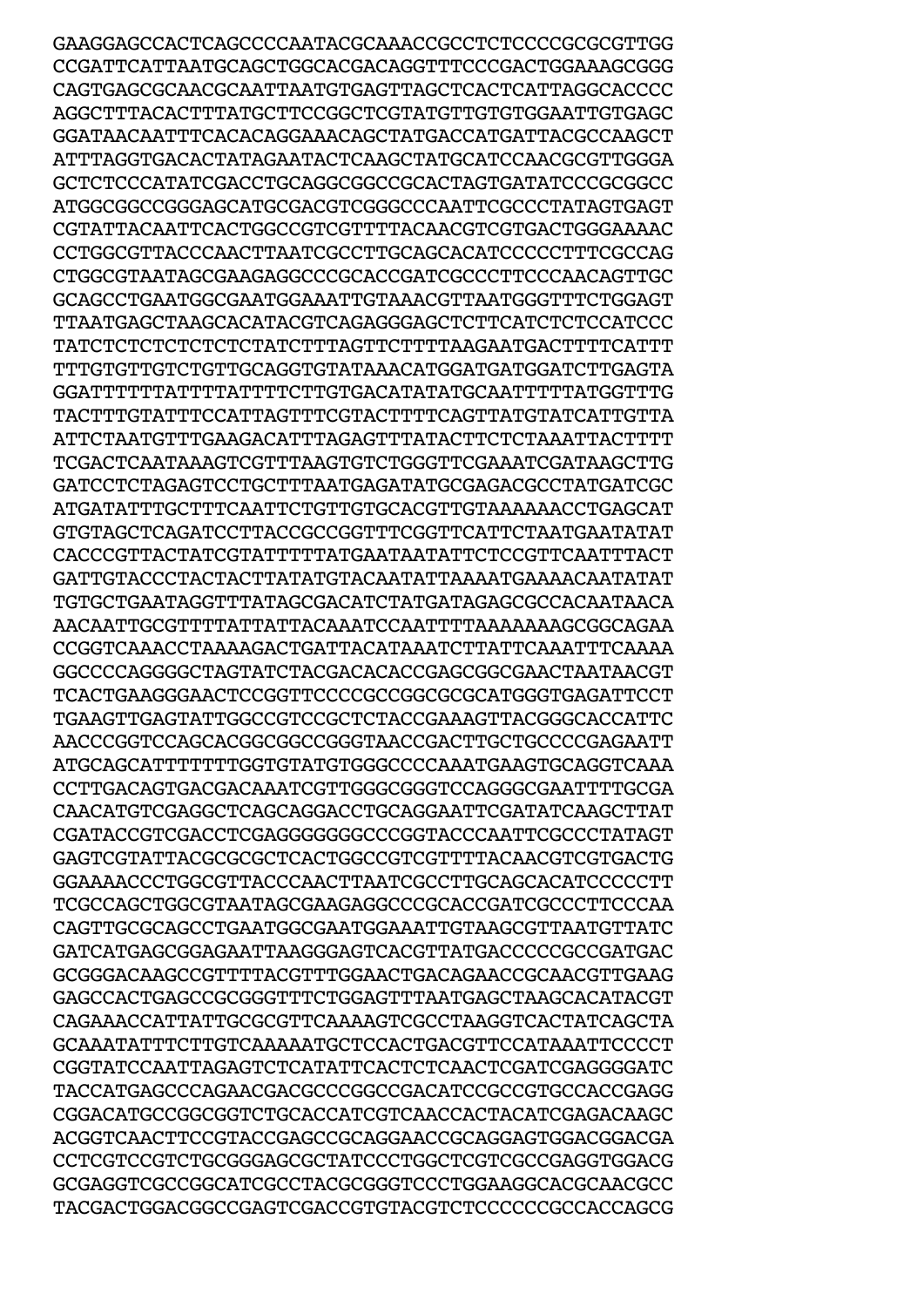GAAGGAGCCACTCAGCCCCAATACGCAAACCGCCTCTCCCCGCGCGTTGG
CCGATTCATTAATGCAGCTGGCACGACAGGTTTCCCGACTGGAAAGCGGG
CAGTGAGCGCAACGCAATTAATGTGAGTTAGCTCACTCATTAGGCACCCC
AGGCTTTACACTTTATGCTTCCGGCTCGTATGTTGTGTGGAATTGTGAGC
GGATAACAATTTCACACAGGAAACAGCTATGACCATGATTACGCCAAGCT
ATTTAGGTGACACTATAGAATACTCAAGCTATGCATCCAACGCGTTGGGA
GCTCTCCCATATCGACCTGCAGGCGGCCGCACTAGTGATATCCCGCGGCC
ATGGCGGCCGGGAGCATGCGACGTCGGGCCCAATTCGCCCTATAGTGAGT
CGTATTACAATTCACTGGCCGTCGTTTTACAACGTCGTGACTGGGAAAAC
CCTGGCGTTACCCAACTTAATCGCCTTGCAGCACATCCCCCTTTCGCCAG
CTGGCGTAATAGCGAAGAGGCCCGCACCGATCGCCCTTCCCAACAGTTGC
GCAGCCTGAATGGCGAATGGAAATTGTAAACGTTAATGGGTTTCTGGAGT
TTAATGAGCTAAGCACATACGTCAGAGGGAGCTCTTCATCTCTCCATCCC
TATCTCTCTCTCTCTCTATCTTTAGTTCTTTTAAGAATGACTTTTCATTT
TTTGTGTTGTCTGTTGCAGGTGTATAAACATGGATGATGGATCTTGAGTA
GGATTTTTTATTTTATTTTCTTGTGACATATATGCAATTTTTATGGTTTG
TACTTTGTATTTCCATTAGTTTCGTACTTTTCAGTTATGTATCATTGTTA
ATTCTAATGTTTGAAGACATTTAGAGTTTATACTTCTCTAAATTACTTTT
TCGACTCAATAAAGTCGTTTAAGTGTCTGGGTTCGAAATCGATAAGCTTG
GATCCTCTAGAGTCCTGCTTTAATGAGATATGCGAGACGCCTATGATCGC
ATGATATTTGCTTTCAATTCTGTTGTGCACGTTGTAAAAAACCTGAGCAT
GTGTAGCTCAGATCCTTACCGCCGGTTTCGGTTCATTCTAATGAATATAT
CACCCGTTACTATCGTATTTTTATGAATAATATTCTCCGTTCAATTTACT
GATTGTACCCTACTACTTATATGTACAATATTAAAATGAAAACAATATAT
TGTGCTGAATAGGTTTATAGCGACATCTATGATAGAGCGCCACAATAACA
AACAATTGCGTTTTATTATTACAAATCCAATTTTAAAAAAAGCGGCAGAA
CCGGTCAAACCTAAAAGACTGATTACATAAATCTTATTCAAATTTCAAAA
GGCCCCAGGGGCTAGTATCTACGACACACCGAGCGGCGAACTAATAACGT
TCACTGAAGGGAACTCCGGTTCCCCGCCGGCGCGCATGGGTGAGATTCCT
TGAAGTTGAGTATTGGCCGTCCGCTCTACCGAAAGTTACGGGCACCATTC
AACCCGGTCCAGCACGGCGGCCGGGTAACCGACTTGCTGCCCCGAGAATT
ATGCAGCATTTTTTTGGTGTATGTGGGCCCCAAATGAAGTGCAGGTCAAA
CCTTGACAGTGACGACAAATCGTTGGGCGGGTCCAGGGCGAATTTTGCGA
CAACATGTCGAGGCTCAGCAGGACCTGCAGGAATTCGATATCAAGCTTAT
CGATACCGTCGACCTCGAGGGGGGGCCCGGTACCCAATTCGCCCTATAGT
GAGTCGTATTACGCGCGCTCACTGGCCGTCGTTTTACAACGTCGTGACTG
GGAAAACCCTGGCGTTACCCAACTTAATCGCCTTGCAGCACATCCCCCTT
TCGCCAGCTGGCGTAATAGCGAAGAGGCCCGCACCGATCGCCCTTCCCAA
CAGTTGCGCAGCCTGAATGGCGAATGGAAATTGTAAGCGTTAATGTTATC
GATCATGAGCGGAGAATTAAGGGAGTCACGTTATGACCCCCGCCGATGAC
GCGGGACAAGCCGTTTTACGTTTGGAACTGACAGAACCGCAACGTTGAAG
GAGCCACTGAGCCGCGGGTTTCTGGAGTTTAATGAGCTAAGCACATACGT
CAGAAACCATTATTGCGCGTTCAAAAGTCGCCTAAGGTCACTATCAGCTA
GCAAATATTTCTTGTCAAAAATGCTCCACTGACGTTCCATAAATTCCCCT
CGGTATCCAATTAGAGTCTCATATTCACTCTCAACTCGATCGAGGGGATC
TACCATGAGCCCAGAACGACGCCCGGCCGACATCCGCCGTGCCACCGAGG
CGGACATGCCGGCGGTCTGCACCATCGTCAACCACTACATCGAGACAAGC
ACGGTCAACTTCCGTACCGAGCCGCAGGAACCGCAGGAGTGGACGGACGA
CCTCGTCCGTCTGCGGGAGCGCTATCCCTGGCTCGTCGCCGAGGTGGACG
GCGAGGTCGCCGGCATCGCCTACGCGGGTCCCTGGAAGGCACGCAACGCC
TACGACTGGACGGCCGAGTCGACCGTGTACGTCTCCCCCCGCCACCAGCG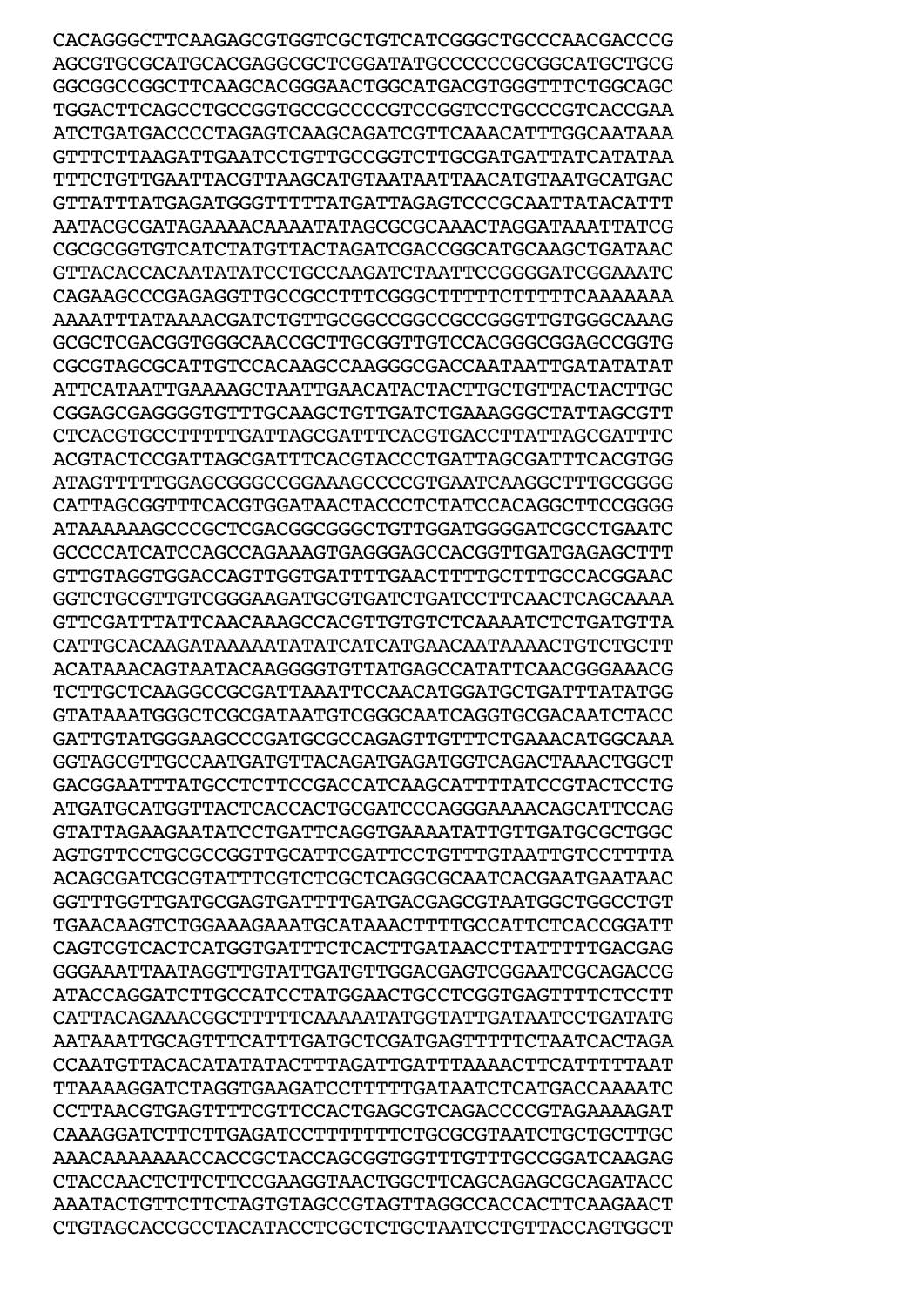```
CACAGGGCTTCAAGAGCGTGGTCGCTGTCATCGGGCTGCCCAACGACCCG
AGCGTGCGCATGCACGAGGCGCTCGGATATGCCCCCCGCGGCATGCTGCG
GGCGGCCGGCTTCAAGCACGGGAACTGGCATGACGTGGGTTTCTGGCAGC
TGGACTTCAGCCTGCCGGTGCCGCCCCGTCCGGTCCTGCCCGTCACCGAA
ATCTGATGACCCCTAGAGTCAAGCAGATCGTTCAAACATTTGGCAATAAA
GTTTCTTAAGATTGAATCCTGTTGCCGGTCTTGCGATGATTATCATATAA
TTTCTGTTGAATTACGTTAAGCATGTAATAATTAACATGTAATGCATGAC
GTTATTTATGAGATGGGTTTTTATGATTAGAGTCCCGCAATTATACATTT
AATACGCGATAGAAAACAAAATATAGCGCGCAAACTAGGATAAATTATCG
CGCGCGGTGTCATCTATGTTACTAGATCGACCGGCATGCAAGCTGATAAC
GTTACACCACAATATATCCTGCCAAGATCTAATTCCGGGGATCGGAAATC
CAGAAGCCCGAGAGGTTGCCGCCTTTCGGGCTTTTTCTTTTTCAAAAAAA
AAAATTTATAAAACGATCTGTTGCGGCCGGCCGCCGGGTTGTGGGCAAAG
GCGCTCGACGGTGGGCAACCGCTTGCGGTTGTCCACGGGCGGAGCCGGTG
CGCGTAGCGCATTGTCCACAAGCCAAGGGCGACCAATAATTGATATATAT
ATTCATAATTGAAAAGCTAATTGAACATACTACTTGCTGTTACTACTTGC
CGGAGCGAGGGGTGTTTGCAAGCTGTTGATCTGAAAGGGCTATTAGCGTT
CTCACGTGCCTTTTTGATTAGCGATTTCACGTGACCTTATTAGCGATTTC
ACGTACTCCGATTAGCGATTTCACGTACCCTGATTAGCGATTTCACGTGG
ATAGTTTTTGGAGCGGGCCGGAAAGCCCCGTGAATCAAGGCTTTGCGGGG
CATTAGCGGTTTCACGTGGATAACTACCCTCTATCCACAGGCTTCCGGGG
ATAAAAAAGCCCGCTCGACGGCGGGCTGTTGGATGGGGATCGCCTGAATC
GCCCCATCATCCAGCCAGAAAGTGAGGGAGCCACGGTTGATGAGAGCTTT
GTTGTAGGTGGACCAGTTGGTGATTTTGAACTTTTGCTTTGCCACGGAAC
GGTCTGCGTTGTCGGGAAGATGCGTGATCTGATCCTTCAACTCAGCAAAA
GTTCGATTTATTCAACAAAGCCACGTTGTGTCTCAAAATCTCTGATGTTA
CATTGCACAAGATAAAAATATATCATCATGAACAATAAAACTGTCTGCTT
ACATAAACAGTAATACAAGGGGTGTTATGAGCCATATTCAACGGGAAACG
TCTTGCTCAAGGCCGCGATTAAATTCCAACATGGATGCTGATTTATATGG
GTATAAATGGGCTCGCGATAATGTCGGGCAATCAGGTGCGACAATCTACC
GATTGTATGGGAAGCCCGATGCGCCAGAGTTGTTTCTGAAACATGGCAAA
GGTAGCGTTGCCAATGATGTTACAGATGAGATGGTCAGACTAAACTGGCT
GACGGAATTTATGCCTCTTCCGACCATCAAGCATTTTATCCGTACTCCTG
ATGATGCATGGTTACTCACCACTGCGATCCCAGGGAAAACAGCATTCCAG
GTATTAGAAGAATATCCTGATTCAGGTGAAAATATTGTTGATGCGCTGGC
AGTGTTCCTGCGCCGGTTGCATTCGATTCCTGTTTGTAATTGTCCTTTTA
ACAGCGATCGCGTATTTCGTCTCGCTCAGGCGCAATCACGAATGAATAAC
GGTTTGGTTGATGCGAGTGATTTTGATGACGAGCGTAATGGCTGGCCTGT
TGAACAAGTCTGGAAAGAAATGCATAAACTTTTGCCATTCTCACCGGATT
CAGTCGTCACTCATGGTGATTTCTCACTTGATAACCTTATTTTTGACGAG
GGGAAATTAATAGGTTGTATTGATGTTGGACGAGTCGGAATCGCAGACCG
ATACCAGGATCTTGCCATCCTATGGAACTGCCTCGGTGAGTTTTCTCCTT
CATTACAGAAACGGCTTTTTCAAAAATATGGTATTGATAATCCTGATATG
AATAAATTGCAGTTTCATTTGATGCTCGATGAGTTTTTCTAATCACTAGA
CCAATGTTACACATATATACTTTAGATTGATTTAAAACTTCATTTTTAAT
TTAAAAGGATCTAGGTGAAGATCCTTTTTGATAATCTCATGACCAAAATC
CCTTAACGTGAGTTTTCGTTCCACTGAGCGTCAGACCCCGTAGAAAAGAT
CAAAGGATCTTCTTGAGATCCTTTTTTTCTGCGCGTAATCTGCTGCTTGC
AAACAAAAAAACCACCGCTACCAGCGGTGGTTTGTTTGCCGGATCAAGAG
CTACCAACTCTTCTTCCGAAGGTAACTGGCTTCAGCAGAGCGCAGATACC
AAATACTGTTCTTCTAGTGTAGCCGTAGTTAGGCCACCACTTCAAGAACT
CTGTAGCACCGCCTACATACCTCGCTCTGCTAATCCTGTTACCAGTGGCT
```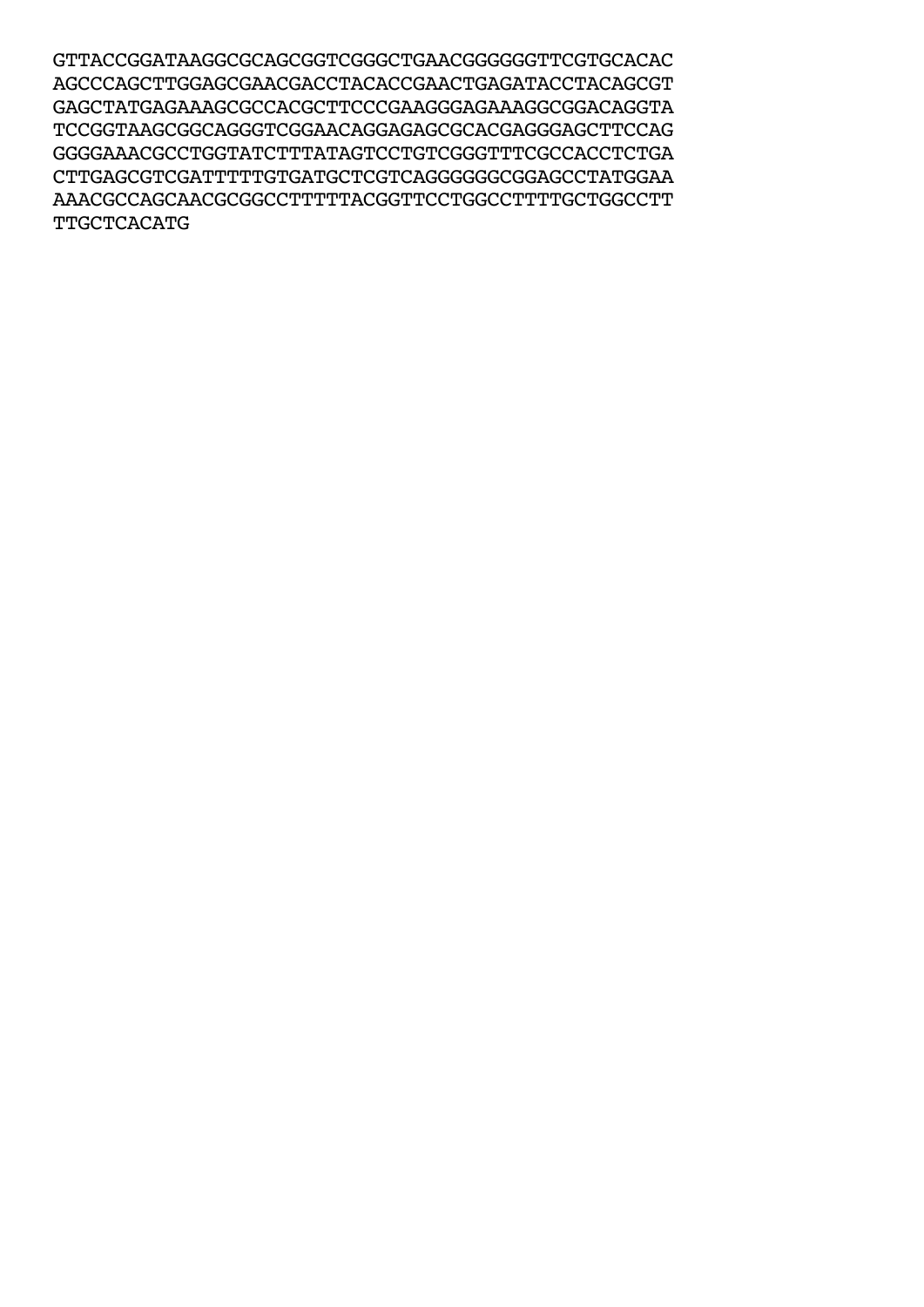GTTACCGGATAAGGCGCAGCGGTCGGGCTGAACGGGGGGTTCGTGCACAC
AGCCCAGCTTGGAGCGAACGACCTACACCGAACTGAGATACCTACAGCGT
GAGCTATGAGAAAGCGCCACGCTTCCCGAAGGGAGAAAGGCGGACAGGTA
TCCGGTAAGCGGCAGGGTCGGAACAGGAGAGCGCACGAGGGAGCTTCCAG
GGGGAAACGCCTGGTATCTTTATAGTCCTGTCGGGTTTCGCCACCTCTGA
CTTGAGCGTCGATTTTTGTGATGCTCGTCAGGGGGGCGGAGCCTATGGAA
AAACGCCAGCAACGCGGCCTTTTTACGGTTCCTGGCCTTTTGCTGGCCTT
TTGCTCACATG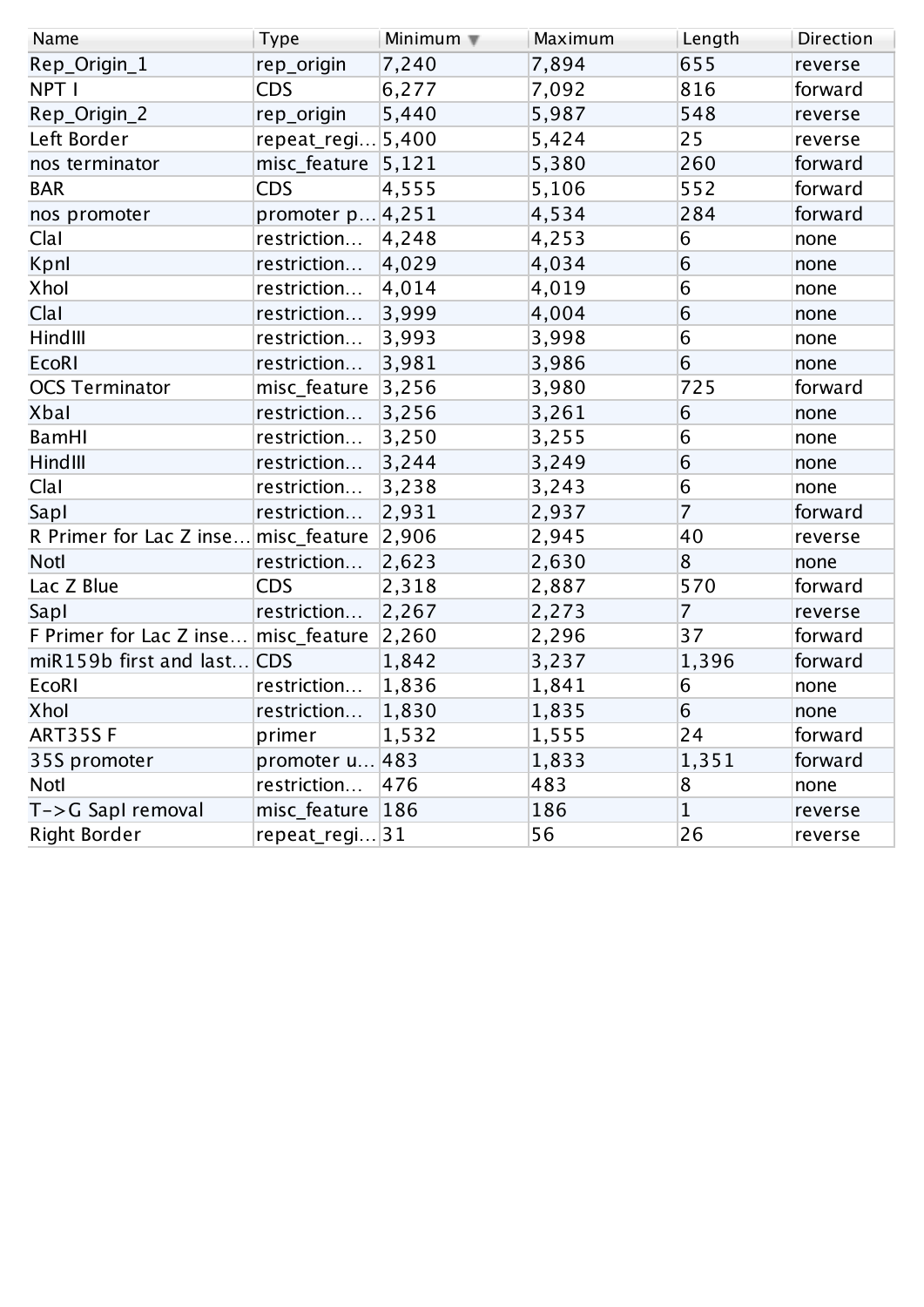| Name | Type | Minimum | Maximum | Length | Direction |
|---|---|---|---|---|---|
| Rep_Origin_1 | rep_origin | 7,240 | 7,894 | 655 | reverse |
| NPT I | CDS | 6,277 | 7,092 | 816 | forward |
| Rep_Origin_2 | rep_origin | 5,440 | 5,987 | 548 | reverse |
| Left Border | repeat_regi... | 5,400 | 5,424 | 25 | reverse |
| nos terminator | misc_feature | 5,121 | 5,380 | 260 | forward |
| BAR | CDS | 4,555 | 5,106 | 552 | forward |
| nos promoter | promoter p... | 4,251 | 4,534 | 284 | forward |
| ClaI | restriction... | 4,248 | 4,253 | 6 | none |
| KpnI | restriction... | 4,029 | 4,034 | 6 | none |
| XhoI | restriction... | 4,014 | 4,019 | 6 | none |
| ClaI | restriction... | 3,999 | 4,004 | 6 | none |
| HindIII | restriction... | 3,993 | 3,998 | 6 | none |
| EcoRI | restriction... | 3,981 | 3,986 | 6 | none |
| OCS Terminator | misc_feature | 3,256 | 3,980 | 725 | forward |
| XbaI | restriction... | 3,256 | 3,261 | 6 | none |
| BamHI | restriction... | 3,250 | 3,255 | 6 | none |
| HindIII | restriction... | 3,244 | 3,249 | 6 | none |
| ClaI | restriction... | 3,238 | 3,243 | 6 | none |
| SapI | restriction... | 2,931 | 2,937 | 7 | forward |
| R Primer for Lac Z inse... | misc_feature | 2,906 | 2,945 | 40 | reverse |
| NotI | restriction... | 2,623 | 2,630 | 8 | none |
| Lac Z Blue | CDS | 2,318 | 2,887 | 570 | forward |
| SapI | restriction... | 2,267 | 2,273 | 7 | reverse |
| F Primer for Lac Z inse... | misc_feature | 2,260 | 2,296 | 37 | forward |
| miR159b first and last... | CDS | 1,842 | 3,237 | 1,396 | forward |
| EcoRI | restriction... | 1,836 | 1,841 | 6 | none |
| XhoI | restriction... | 1,830 | 1,835 | 6 | none |
| ART35S F | primer | 1,532 | 1,555 | 24 | forward |
| 35S promoter | promoter u... | 483 | 1,833 | 1,351 | forward |
| NotI | restriction... | 476 | 483 | 8 | none |
| T->G SapI removal | misc_feature | 186 | 186 | 1 | reverse |
| Right Border | repeat_regi... | 31 | 56 | 26 | reverse |